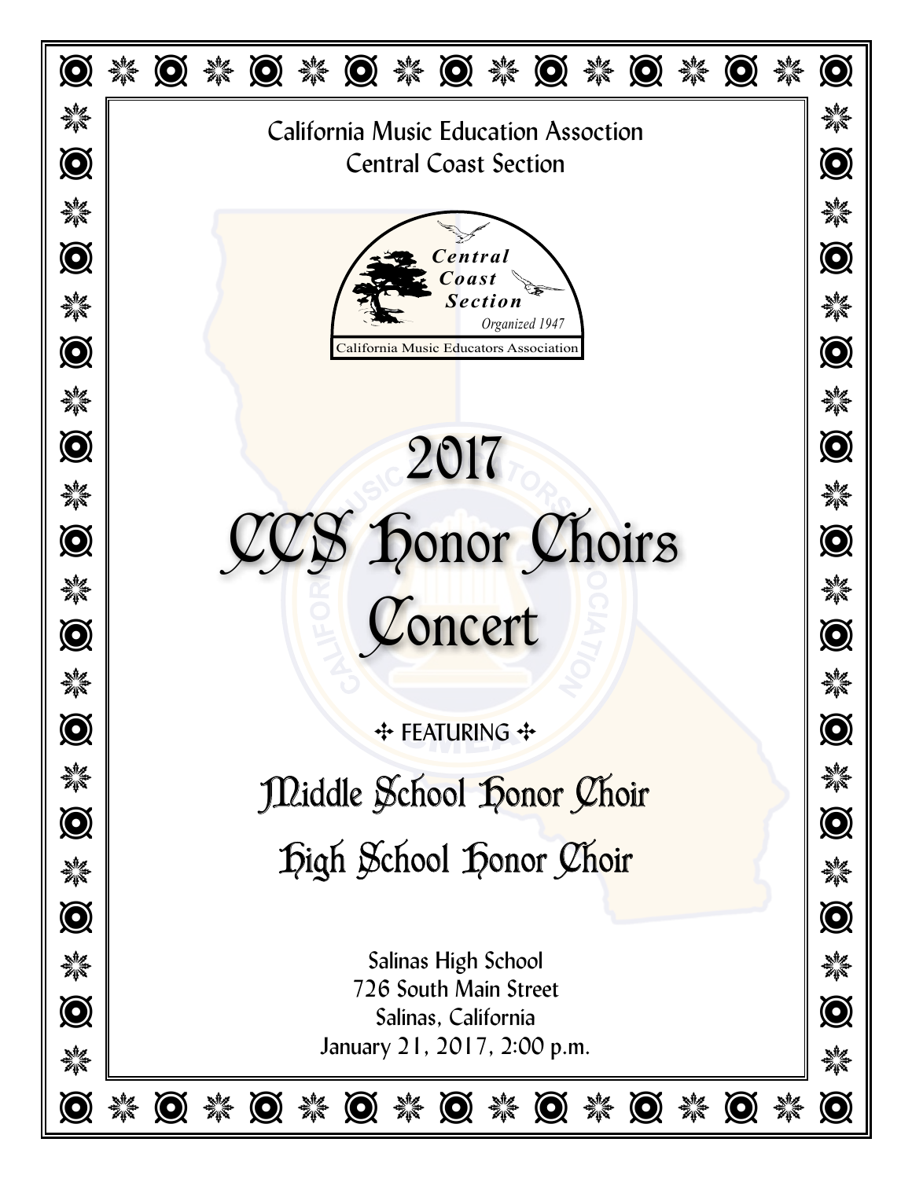California Music Education Assocation
Central Coast Section

Central Coast Section
Organized 1947
California Music Educators Association

# 2017
# CCS Honor Choirs Concert

✣ FEATURING ✣

## Middle School Honor Choir
## High School Honor Choir

Salinas High School
726 South Main Street
Salinas, California
January 21, 2017, 2:00 p.m.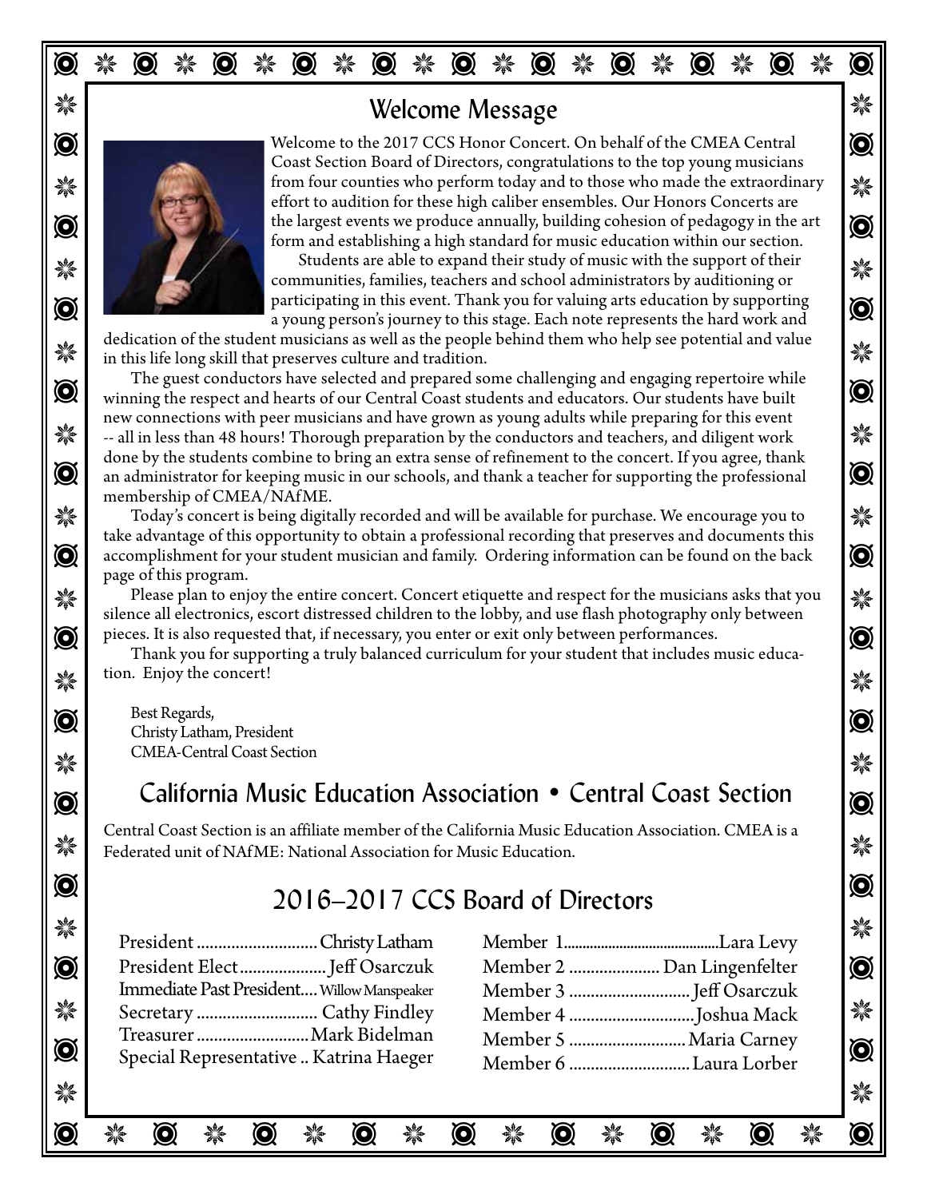## Welcome Message

Welcome to the 2017 CCS Honor Concert. On behalf of the CMEA Central Coast Section Board of Directors, congratulations to the top young musicians from four counties who perform today and to those who made the extraordinary effort to audition for these high caliber ensembles. Our Honors Concerts are the largest events we produce annually, building cohesion of pedagogy in the art form and establishing a high standard for music education within our section.

Students are able to expand their study of music with the support of their communities, families, teachers and school administrators by auditioning or participating in this event. Thank you for valuing arts education by supporting a young person's journey to this stage. Each note represents the hard work and dedication of the student musicians as well as the people behind them who help see potential and value in this life long skill that preserves culture and tradition.

The guest conductors have selected and prepared some challenging and engaging repertoire while winning the respect and hearts of our Central Coast students and educators. Our students have built new connections with peer musicians and have grown as young adults while preparing for this event -- all in less than 48 hours! Thorough preparation by the conductors and teachers, and diligent work done by the students combine to bring an extra sense of refinement to the concert. If you agree, thank an administrator for keeping music in our schools, and thank a teacher for supporting the professional membership of CMEA/NAfME.

Today's concert is being digitally recorded and will be available for purchase. We encourage you to take advantage of this opportunity to obtain a professional recording that preserves and documents this accomplishment for your student musician and family. Ordering information can be found on the back page of this program.

Please plan to enjoy the entire concert. Concert etiquette and respect for the musicians asks that you silence all electronics, escort distressed children to the lobby, and use flash photography only between pieces. It is also requested that, if necessary, you enter or exit only between performances.

Thank you for supporting a truly balanced curriculum for your student that includes music education. Enjoy the concert!

Best Regards,
Christy Latham, President
CMEA-Central Coast Section

## California Music Education Association • Central Coast Section

Central Coast Section is an affiliate member of the California Music Education Association. CMEA is a Federated unit of NAfME: National Association for Music Education.

## 2016–2017 CCS Board of Directors

President ............................ Christy Latham
President Elect .................... Jeff Osarczuk
Immediate Past President.... Willow Manspeaker
Secretary ............................ Cathy Findley
Treasurer .......................... Mark Bidelman
Special Representative .. Katrina Haeger

Member 1........................................ Lara Levy
Member 2 ..................... Dan Lingenfelter
Member 3 ............................ Jeff Osarczuk
Member 4 ............................. Joshua Mack
Member 5 ........................... Maria Carney
Member 6 ............................ Laura Lorber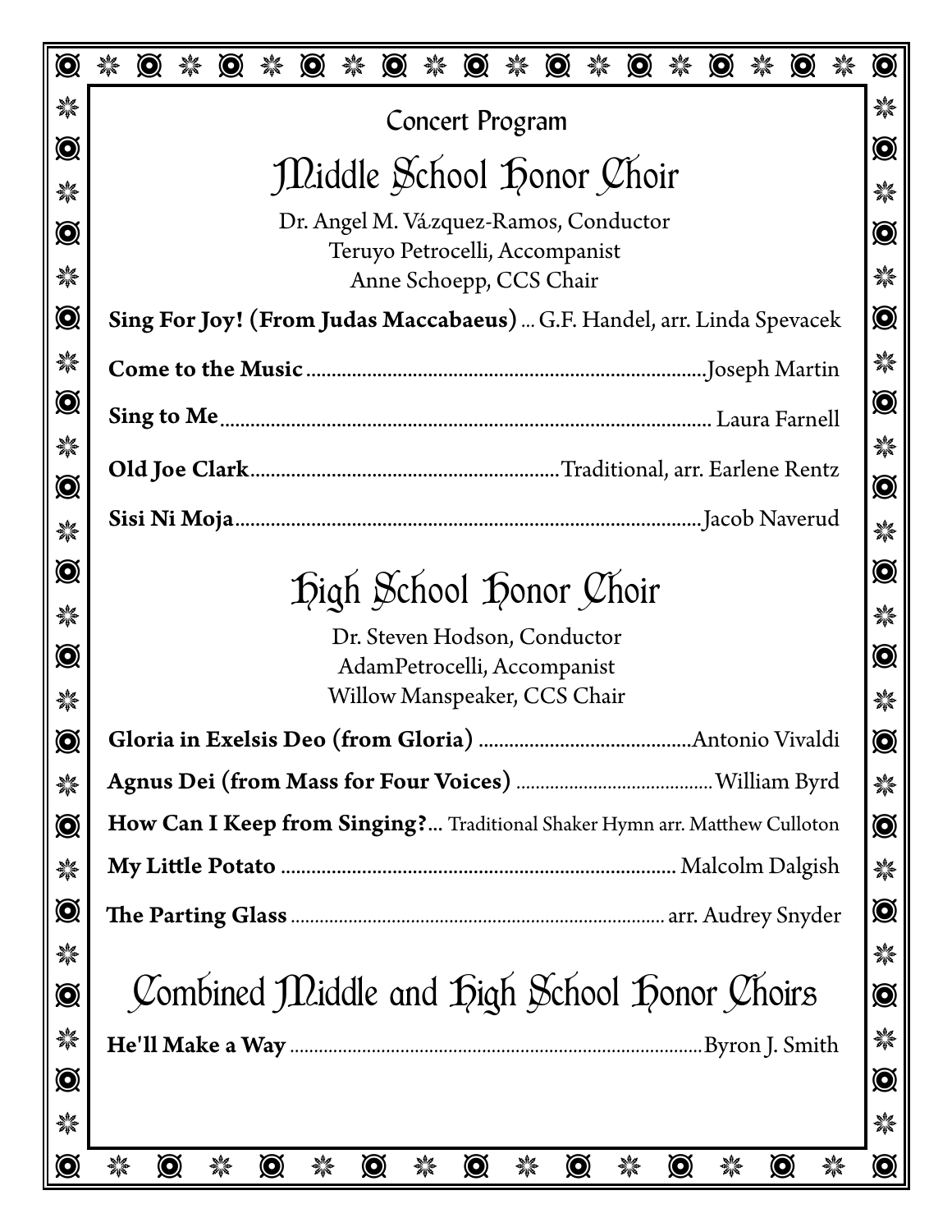Concert Program

# Middle School Honor Choir

Dr. Angel M. Vázquez-Ramos, Conductor
Teruyo Petrocelli, Accompanist
Anne Schoepp, CCS Chair

**Sing For Joy! (From Judas Maccabaeus)** ... G.F. Handel, arr. Linda Spevacek

**Come to the Music** ........ Joseph Martin

**Sing to Me** ........ Laura Farnell

**Old Joe Clark** ........ Traditional, arr. Earlene Rentz

**Sisi Ni Moja** ........ Jacob Naverud

# High School Honor Choir

Dr. Steven Hodson, Conductor
AdamPetrocelli, Accompanist
Willow Manspeaker, CCS Chair

**Gloria in Exelsis Deo (from Gloria)** ........ Antonio Vivaldi

**Agnus Dei (from Mass for Four Voices)** ........ William Byrd

**How Can I Keep from Singing?**... Traditional Shaker Hymn arr. Matthew Culloton

**My Little Potato** ........ Malcolm Dalgish

**The Parting Glass** ........ arr. Audrey Snyder

# Combined Middle and High School Honor Choirs

**He'll Make a Way** ........ Byron J. Smith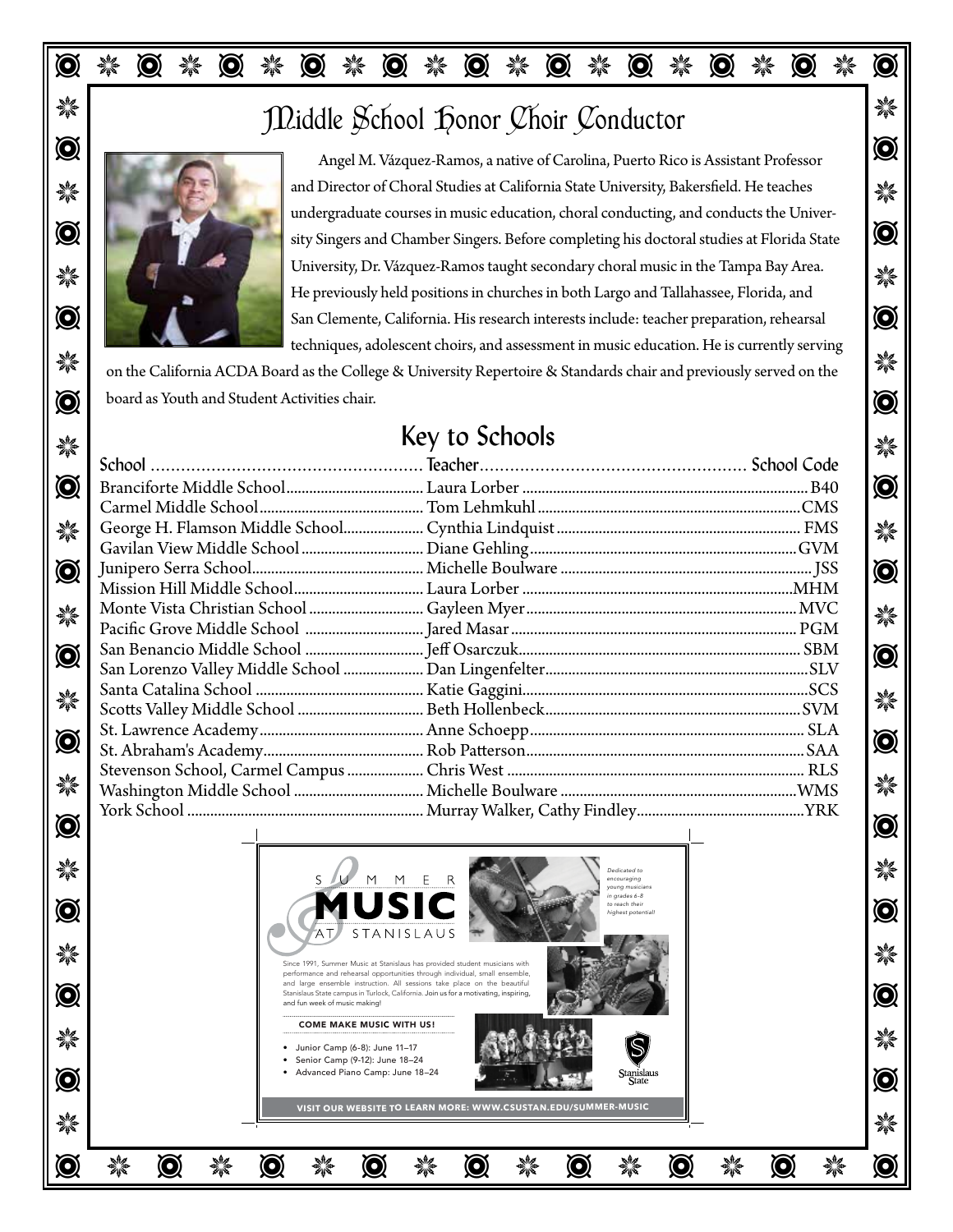# Middle School Honor Choir Conductor

Angel M. Vázquez-Ramos, a native of Carolina, Puerto Rico is Assistant Professor and Director of Choral Studies at California State University, Bakersfield. He teaches undergraduate courses in music education, choral conducting, and conducts the University Singers and Chamber Singers. Before completing his doctoral studies at Florida State University, Dr. Vázquez-Ramos taught secondary choral music in the Tampa Bay Area. He previously held positions in churches in both Largo and Tallahassee, Florida, and San Clemente, California. His research interests include: teacher preparation, rehearsal techniques, adolescent choirs, and assessment in music education. He is currently serving on the California ACDA Board as the College & University Repertoire & Standards chair and previously served on the board as Youth and Student Activities chair.

## Key to Schools

| School | Teacher | School Code |
|---|---|---|
| Branciforte Middle School | Laura Lorber | B40 |
| Carmel Middle School | Tom Lehmkuhl | CMS |
| George H. Flamson Middle School | Cynthia Lindquist | FMS |
| Gavilan View Middle School | Diane Gehling | GVM |
| Junipero Serra School | Michelle Boulware | JSS |
| Mission Hill Middle School | Laura Lorber | MHM |
| Monte Vista Christian School | Gayleen Myer | MVC |
| Pacific Grove Middle School | Jared Masar | PGM |
| San Benancio Middle School | Jeff Osarczuk | SBM |
| San Lorenzo Valley Middle School | Dan Lingenfelter | SLV |
| Santa Catalina School | Katie Gaggini | SCS |
| Scotts Valley Middle School | Beth Hollenbeck | SVM |
| St. Lawrence Academy | Anne Schoepp | SLA |
| St. Abraham's Academy | Rob Patterson | SAA |
| Stevenson School, Carmel Campus | Chris West | RLS |
| Washington Middle School | Michelle Boulware | WMS |
| York School | Murray Walker, Cathy Findley | YRK |

SUMMER MUSIC AT STANISLAUS

*Dedicated to encouraging young musicians in grades 6–8 to reach their highest potential!*

Since 1991, Summer Music at Stanislaus has provided student musicians with performance and rehearsal opportunities through individual, small ensemble, and large ensemble instruction. All sessions take place on the beautiful Stanislaus State campus in Turlock, California. Join us for a motivating, inspiring, and fun week of music making!

**COME MAKE MUSIC WITH US!**

- Junior Camp (6-8): June 11–17
- Senior Camp (9-12): June 18–24
- Advanced Piano Camp: June 18–24

Stanislaus State

**VISIT OUR WEBSITE TO LEARN MORE: WWW.CSUSTAN.EDU/SUMMER-MUSIC**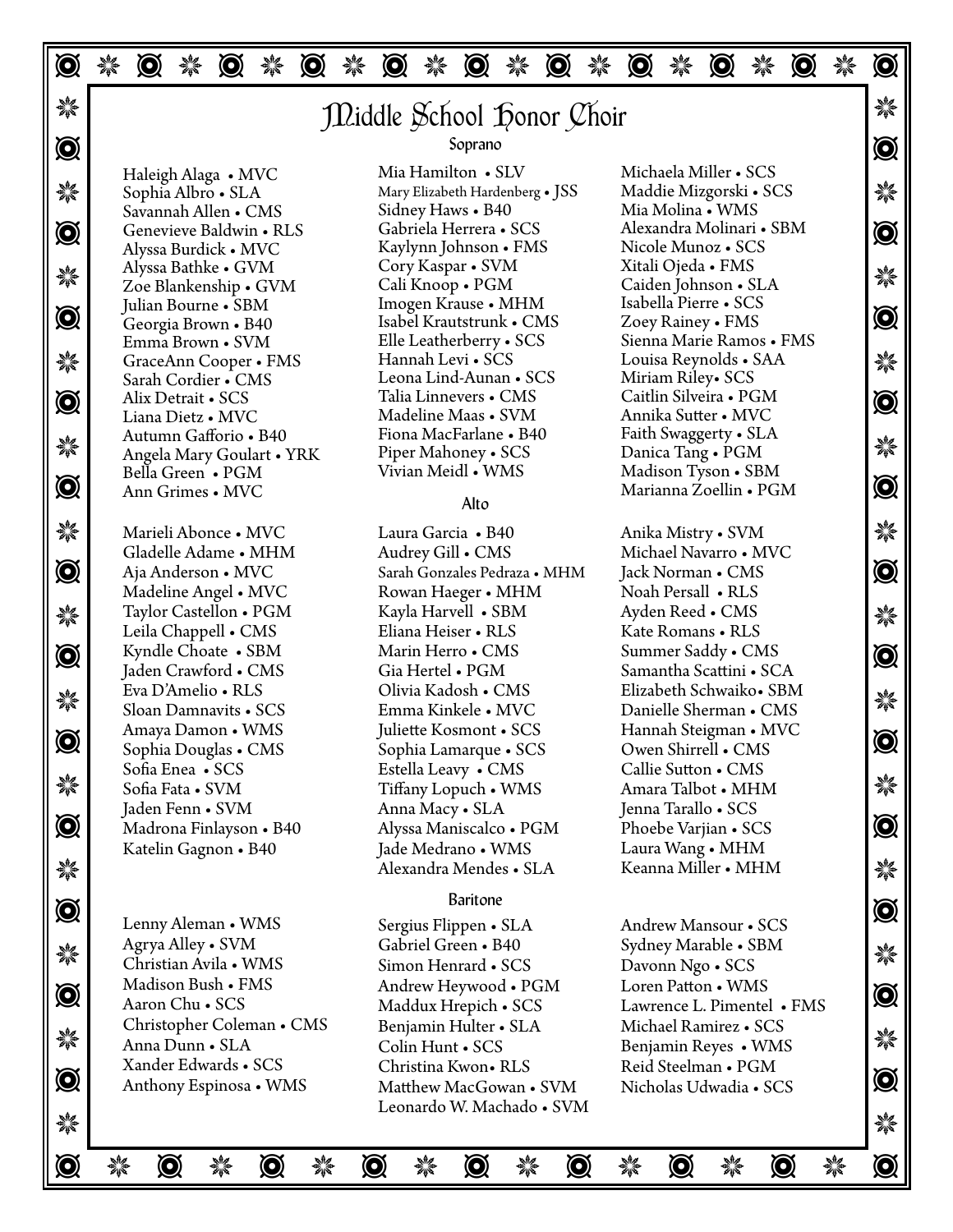# Middle School Honor Choir

## Soprano

Haleigh Alaga • MVC
Sophia Albro • SLA
Savannah Allen • CMS
Genevieve Baldwin • RLS
Alyssa Burdick • MVC
Alyssa Bathke • GVM
Zoe Blankenship • GVM
Julian Bourne • SBM
Georgia Brown • B40
Emma Brown • SVM
GraceAnn Cooper • FMS
Sarah Cordier • CMS
Alix Detrait • SCS
Liana Dietz • MVC
Autumn Gafforio • B40
Angela Mary Goulart • YRK
Bella Green • PGM
Ann Grimes • MVC
Mia Hamilton • SLV
Mary Elizabeth Hardenberg • JSS
Sidney Haws • B40
Gabriela Herrera • SCS
Kaylynn Johnson • FMS
Cory Kaspar • SVM
Cali Knoop • PGM
Imogen Krause • MHM
Isabel Krautstrunk • CMS
Elle Leatherberry • SCS
Hannah Levi • SCS
Leona Lind-Aunan • SCS
Talia Linnevers • CMS
Madeline Maas • SVM
Fiona MacFarlane • B40
Piper Mahoney • SCS
Vivian Meidl • WMS
Michaela Miller • SCS
Maddie Mizgorski • SCS
Mia Molina • WMS
Alexandra Molinari • SBM
Nicole Munoz • SCS
Xitali Ojeda • FMS
Caiden Johnson • SLA
Isabella Pierre • SCS
Zoey Rainey • FMS
Sienna Marie Ramos • FMS
Louisa Reynolds • SAA
Miriam Riley• SCS
Caitlin Silveira • PGM
Annika Sutter • MVC
Faith Swaggerty • SLA
Danica Tang • PGM
Madison Tyson • SBM
Marianna Zoellin • PGM

## Alto

Marieli Abonce • MVC
Gladelle Adame • MHM
Aja Anderson • MVC
Madeline Angel • MVC
Taylor Castellon • PGM
Leila Chappell • CMS
Kyndle Choate • SBM
Jaden Crawford • CMS
Eva D'Amelio • RLS
Sloan Damnavits • SCS
Amaya Damon • WMS
Sophia Douglas • CMS
Sofia Enea • SCS
Sofia Fata • SVM
Jaden Fenn • SVM
Madrona Finlayson • B40
Katelin Gagnon • B40
Laura Garcia • B40
Audrey Gill • CMS
Sarah Gonzales Pedraza • MHM
Rowan Haeger • MHM
Kayla Harvell • SBM
Eliana Heiser • RLS
Marin Herro • CMS
Gia Hertel • PGM
Olivia Kadosh • CMS
Emma Kinkele • MVC
Juliette Kosmont • SCS
Sophia Lamarque • SCS
Estella Leavy • CMS
Tiffany Lopuch • WMS
Anna Macy • SLA
Alyssa Maniscalco • PGM
Jade Medrano • WMS
Alexandra Mendes • SLA
Anika Mistry • SVM
Michael Navarro • MVC
Jack Norman • CMS
Noah Persall • RLS
Ayden Reed • CMS
Kate Romans • RLS
Summer Saddy • CMS
Samantha Scattini • SCA
Elizabeth Schwaiko• SBM
Danielle Sherman • CMS
Hannah Steigman • MVC
Owen Shirrell • CMS
Callie Sutton • CMS
Amara Talbot • MHM
Jenna Tarallo • SCS
Phoebe Varjian • SCS
Laura Wang • MHM
Keanna Miller • MHM

## Baritone

Lenny Aleman • WMS
Agrya Alley • SVM
Christian Avila • WMS
Madison Bush • FMS
Aaron Chu • SCS
Christopher Coleman • CMS
Anna Dunn • SLA
Xander Edwards • SCS
Anthony Espinosa • WMS
Sergius Flippen • SLA
Gabriel Green • B40
Simon Henrard • SCS
Andrew Heywood • PGM
Maddux Hrepich • SCS
Benjamin Hulter • SLA
Colin Hunt • SCS
Christina Kwon• RLS
Matthew MacGowan • SVM
Leonardo W. Machado • SVM
Andrew Mansour • SCS
Sydney Marable • SBM
Davonn Ngo • SCS
Loren Patton • WMS
Lawrence L. Pimentel • FMS
Michael Ramirez • SCS
Benjamin Reyes • WMS
Reid Steelman • PGM
Nicholas Udwadia • SCS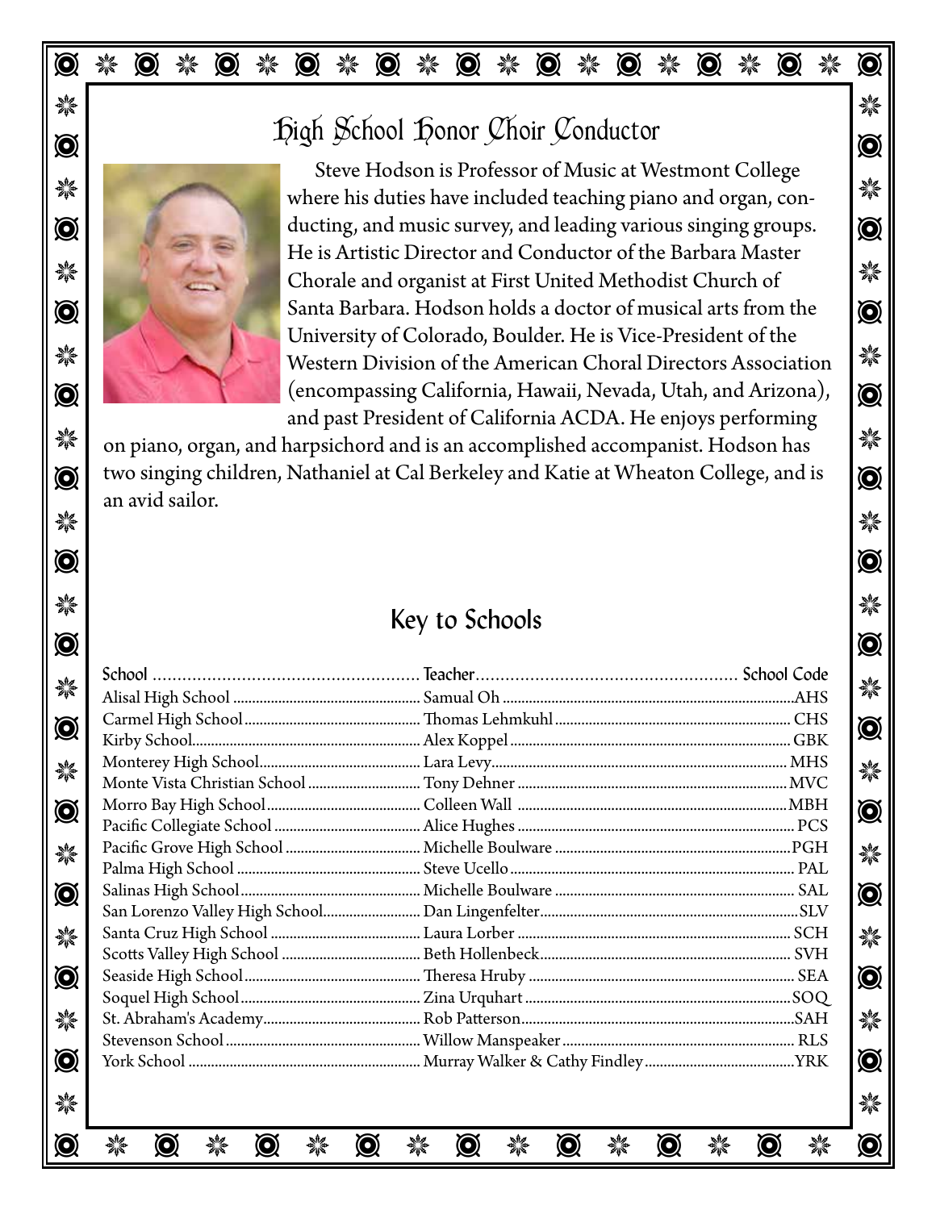## High School Honor Choir Conductor

Steve Hodson is Professor of Music at Westmont College where his duties have included teaching piano and organ, conducting, and music survey, and leading various singing groups. He is Artistic Director and Conductor of the Barbara Master Chorale and organist at First United Methodist Church of Santa Barbara. Hodson holds a doctor of musical arts from the University of Colorado, Boulder. He is Vice-President of the Western Division of the American Choral Directors Association (encompassing California, Hawaii, Nevada, Utah, and Arizona), and past President of California ACDA. He enjoys performing on piano, organ, and harpsichord and is an accomplished accompanist. Hodson has two singing children, Nathaniel at Cal Berkeley and Katie at Wheaton College, and is an avid sailor.

## Key to Schools

| School | Teacher | School Code |
|---|---|---|
| Alisal High School | Samual Oh | AHS |
| Carmel High School | Thomas Lehmkuhl | CHS |
| Kirby School | Alex Koppel | GBK |
| Monterey High School | Lara Levy | MHS |
| Monte Vista Christian School | Tony Dehner | MVC |
| Morro Bay High School | Colleen Wall | MBH |
| Pacific Collegiate School | Alice Hughes | PCS |
| Pacific Grove High School | Michelle Boulware | PGH |
| Palma High School | Steve Ucello | PAL |
| Salinas High School | Michelle Boulware | SAL |
| San Lorenzo Valley High School | Dan Lingenfelter | SLV |
| Santa Cruz High School | Laura Lorber | SCH |
| Scotts Valley High School | Beth Hollenbeck | SVH |
| Seaside High School | Theresa Hruby | SEA |
| Soquel High School | Zina Urquhart | SOQ |
| St. Abraham's Academy | Rob Patterson | SAH |
| Stevenson School | Willow Manspeaker | RLS |
| York School | Murray Walker & Cathy Findley | YRK |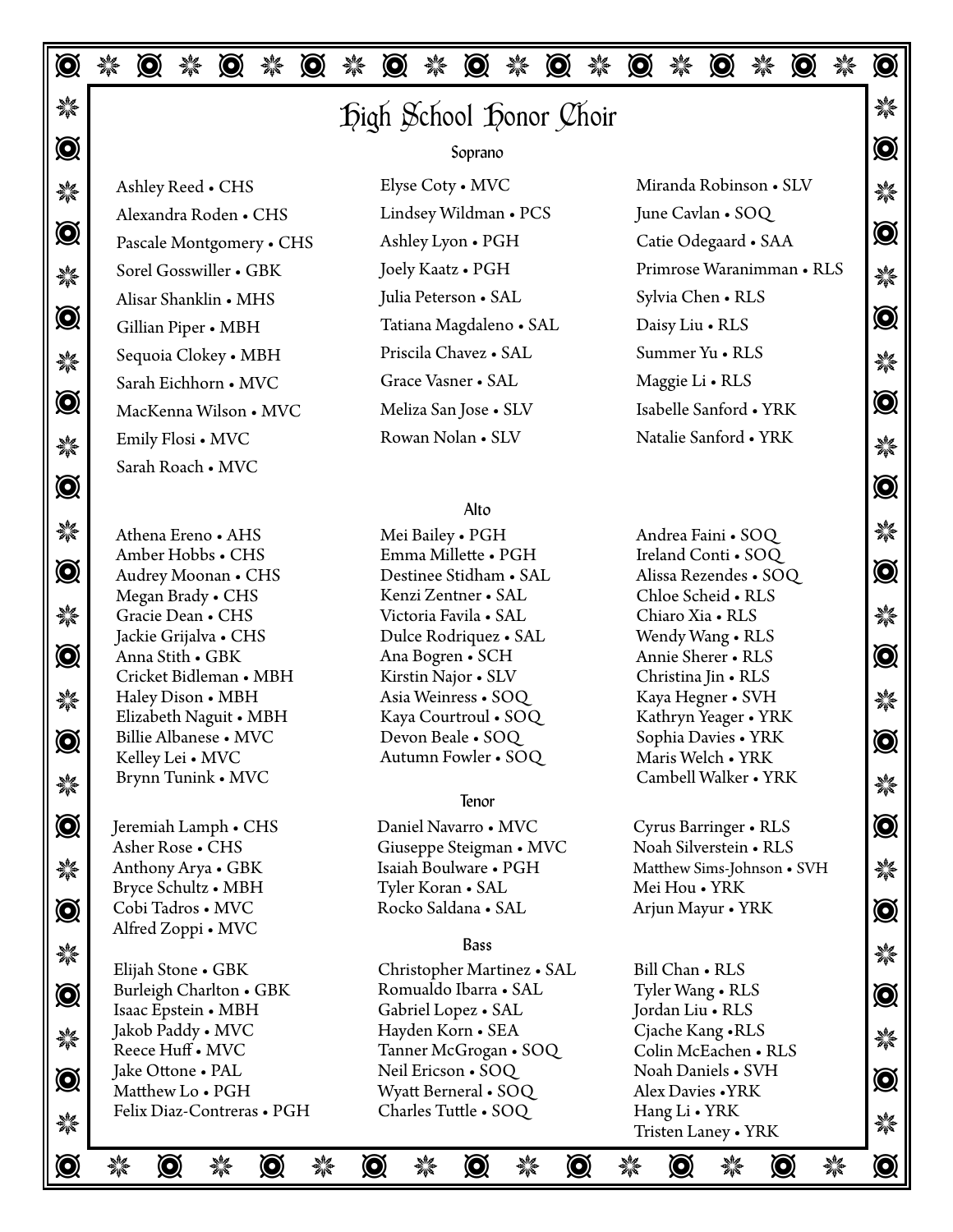# High School Honor Choir

## Soprano

Ashley Reed • CHS
Alexandra Roden • CHS
Pascale Montgomery • CHS
Sorel Gosswiller • GBK
Alisar Shanklin • MHS
Gillian Piper • MBH
Sequoia Clokey • MBH
Sarah Eichhorn • MVC
MacKenna Wilson • MVC
Emily Flosi • MVC
Sarah Roach • MVC
Elyse Coty • MVC
Lindsey Wildman • PCS
Ashley Lyon • PGH
Joely Kaatz • PGH
Julia Peterson • SAL
Tatiana Magdaleno • SAL
Priscila Chavez • SAL
Grace Vasner • SAL
Meliza San Jose • SLV
Rowan Nolan • SLV
Miranda Robinson • SLV
June Cavlan • SOQ
Catie Odegaard • SAA
Primrose Waranimman • RLS
Sylvia Chen • RLS
Daisy Liu • RLS
Summer Yu • RLS
Maggie Li • RLS
Isabelle Sanford • YRK
Natalie Sanford • YRK

## Alto

Athena Ereno • AHS
Amber Hobbs • CHS
Audrey Moonan • CHS
Megan Brady • CHS
Gracie Dean • CHS
Jackie Grijalva • CHS
Anna Stith • GBK
Cricket Bidleman • MBH
Haley Dison • MBH
Elizabeth Naguit • MBH
Billie Albanese • MVC
Kelley Lei • MVC
Brynn Tunink • MVC
Mei Bailey • PGH
Emma Millette • PGH
Destinee Stidham • SAL
Kenzi Zentner • SAL
Victoria Favila • SAL
Dulce Rodriquez • SAL
Ana Bogren • SCH
Kirstin Najor • SLV
Asia Weinress • SOQ
Kaya Courtroul • SOQ
Devon Beale • SOQ
Autumn Fowler • SOQ
Andrea Faini • SOQ
Ireland Conti • SOQ
Alissa Rezendes • SOQ
Chloe Scheid • RLS
Chiaro Xia • RLS
Wendy Wang • RLS
Annie Sherer • RLS
Christina Jin • RLS
Kaya Hegner • SVH
Kathryn Yeager • YRK
Sophia Davies • YRK
Maris Welch • YRK
Cambell Walker • YRK

## Tenor

Jeremiah Lamph • CHS
Asher Rose • CHS
Anthony Arya • GBK
Bryce Schultz • MBH
Cobi Tadros • MVC
Alfred Zoppi • MVC
Daniel Navarro • MVC
Giuseppe Steigman • MVC
Isaiah Boulware • PGH
Tyler Koran • SAL
Rocko Saldana • SAL
Cyrus Barringer • RLS
Noah Silverstein • RLS
Matthew Sims-Johnson • SVH
Mei Hou • YRK
Arjun Mayur • YRK

## Bass

Elijah Stone • GBK
Burleigh Charlton • GBK
Isaac Epstein • MBH
Jakob Paddy • MVC
Reece Huff • MVC
Jake Ottone • PAL
Matthew Lo • PGH
Felix Diaz-Contreras • PGH
Christopher Martinez • SAL
Romualdo Ibarra • SAL
Gabriel Lopez • SAL
Hayden Korn • SEA
Tanner McGrogan • SOQ
Neil Ericson • SOQ
Wyatt Berneral • SOQ
Charles Tuttle • SOQ
Bill Chan • RLS
Tyler Wang • RLS
Jordan Liu • RLS
Cjache Kang •RLS
Colin McEachen • RLS
Noah Daniels • SVH
Alex Davies •YRK
Hang Li • YRK
Tristen Laney • YRK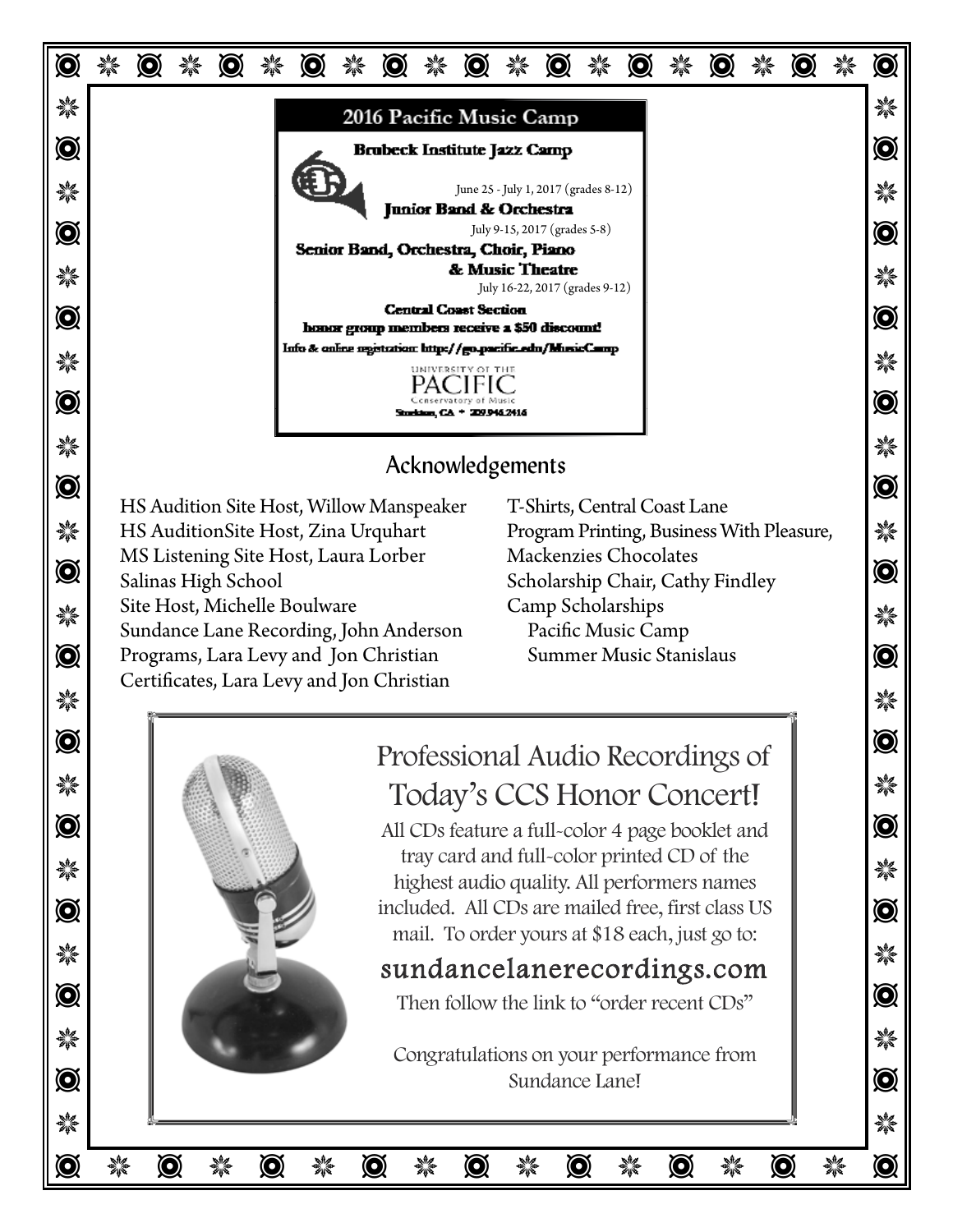## 2016 Pacific Music Camp

**Brubeck Institute Jazz Camp**

June 25 - July 1, 2017 (grades 8-12)

**Junior Band & Orchestra**

July 9-15, 2017 (grades 5-8)

**Senior Band, Orchestra, Choir, Piano & Music Theatre**

July 16-22, 2017 (grades 9-12)

**Central Coast Section honor group members receive a $50 discount!**

Info & online registration: http://go.pacific.edu/MusicCamp

UNIVERSITY OF THE PACIFIC
Conservatory of Music
Stockton, CA • 209.946.2416

## Acknowledgements

HS Audition Site Host, Willow Manspeaker
HS AuditionSite Host, Zina Urquhart
MS Listening Site Host, Laura Lorber
Salinas High School
Site Host, Michelle Boulware
Sundance Lane Recording, John Anderson
Programs, Lara Levy and Jon Christian
Certificates, Lara Levy and Jon Christian
T-Shirts, Central Coast Lane
Program Printing, Business With Pleasure,
Mackenzies Chocolates
Scholarship Chair, Cathy Findley
Camp Scholarships
- Pacific Music Camp
- Summer Music Stanislaus

## Professional Audio Recordings of Today's CCS Honor Concert!

All CDs feature a full-color 4 page booklet and tray card and full-color printed CD of the highest audio quality. All performers names included. All CDs are mailed free, first class US mail. To order yours at $18 each, just go to:

**sundancelanerecordings.com**

Then follow the link to "order recent CDs"

Congratulations on your performance from Sundance Lane!